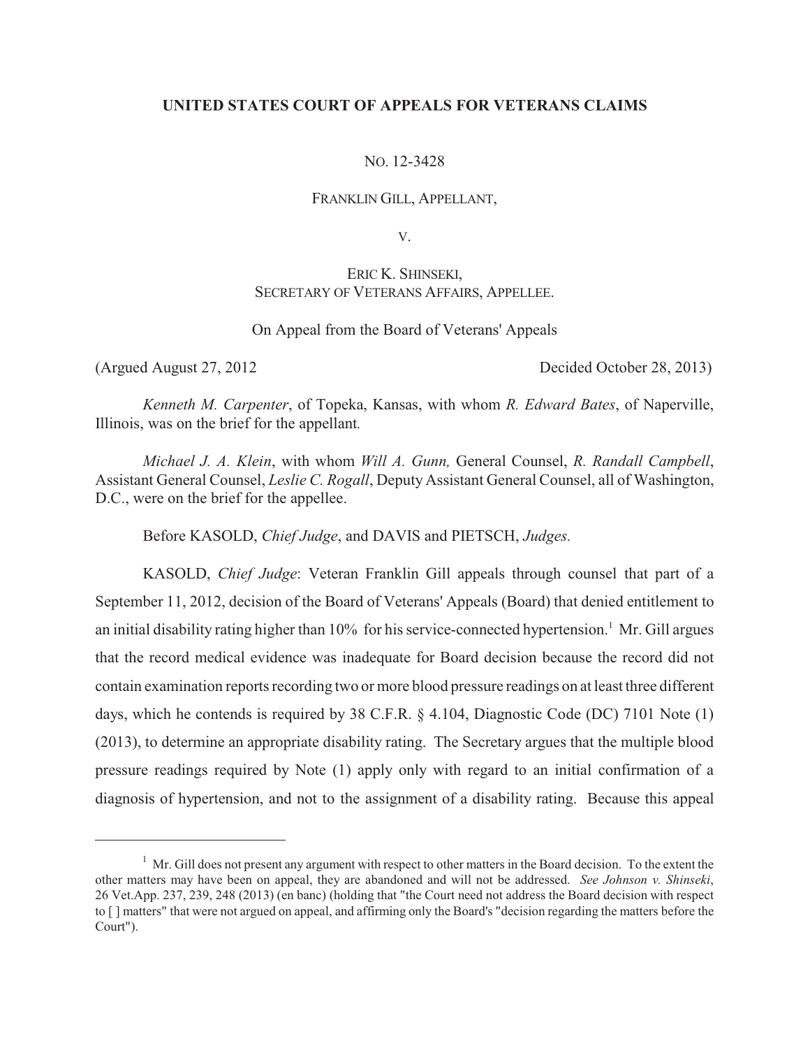**UNITED STATES COURT OF APPEALS FOR VETERANS CLAIMS**

NO. 12-3428

FRANKLIN GILL, APPELLANT,

V.

ERIC K. SHINSEKI,
SECRETARY OF VETERANS AFFAIRS, APPELLEE.

On Appeal from the Board of Veterans' Appeals

(Argued August 27, 2012 Decided October 28, 2013)

*Kenneth M. Carpenter*, of Topeka, Kansas, with whom *R. Edward Bates*, of Naperville, Illinois, was on the brief for the appellant.

*Michael J. A. Klein*, with whom *Will A. Gunn,* General Counsel, *R. Randall Campbell*, Assistant General Counsel, *Leslie C. Rogall*, Deputy Assistant General Counsel, all of Washington, D.C., were on the brief for the appellee.

Before KASOLD, *Chief Judge*, and DAVIS and PIETSCH, *Judges.*

KASOLD, *Chief Judge*: Veteran Franklin Gill appeals through counsel that part of a September 11, 2012, decision of the Board of Veterans' Appeals (Board) that denied entitlement to an initial disability rating higher than 10% for his service-connected hypertension.[1] Mr. Gill argues that the record medical evidence was inadequate for Board decision because the record did not contain examination reports recording two or more blood pressure readings on at least three different days, which he contends is required by 38 C.F.R. § 4.104, Diagnostic Code (DC) 7101 Note (1) (2013), to determine an appropriate disability rating. The Secretary argues that the multiple blood pressure readings required by Note (1) apply only with regard to an initial confirmation of a diagnosis of hypertension, and not to the assignment of a disability rating. Because this appeal

[1] Mr. Gill does not present any argument with respect to other matters in the Board decision. To the extent the other matters may have been on appeal, they are abandoned and will not be addressed. *See Johnson v. Shinseki*, 26 Vet.App. 237, 239, 248 (2013) (en banc) (holding that "the Court need not address the Board decision with respect to [ ] matters" that were not argued on appeal, and affirming only the Board's "decision regarding the matters before the Court").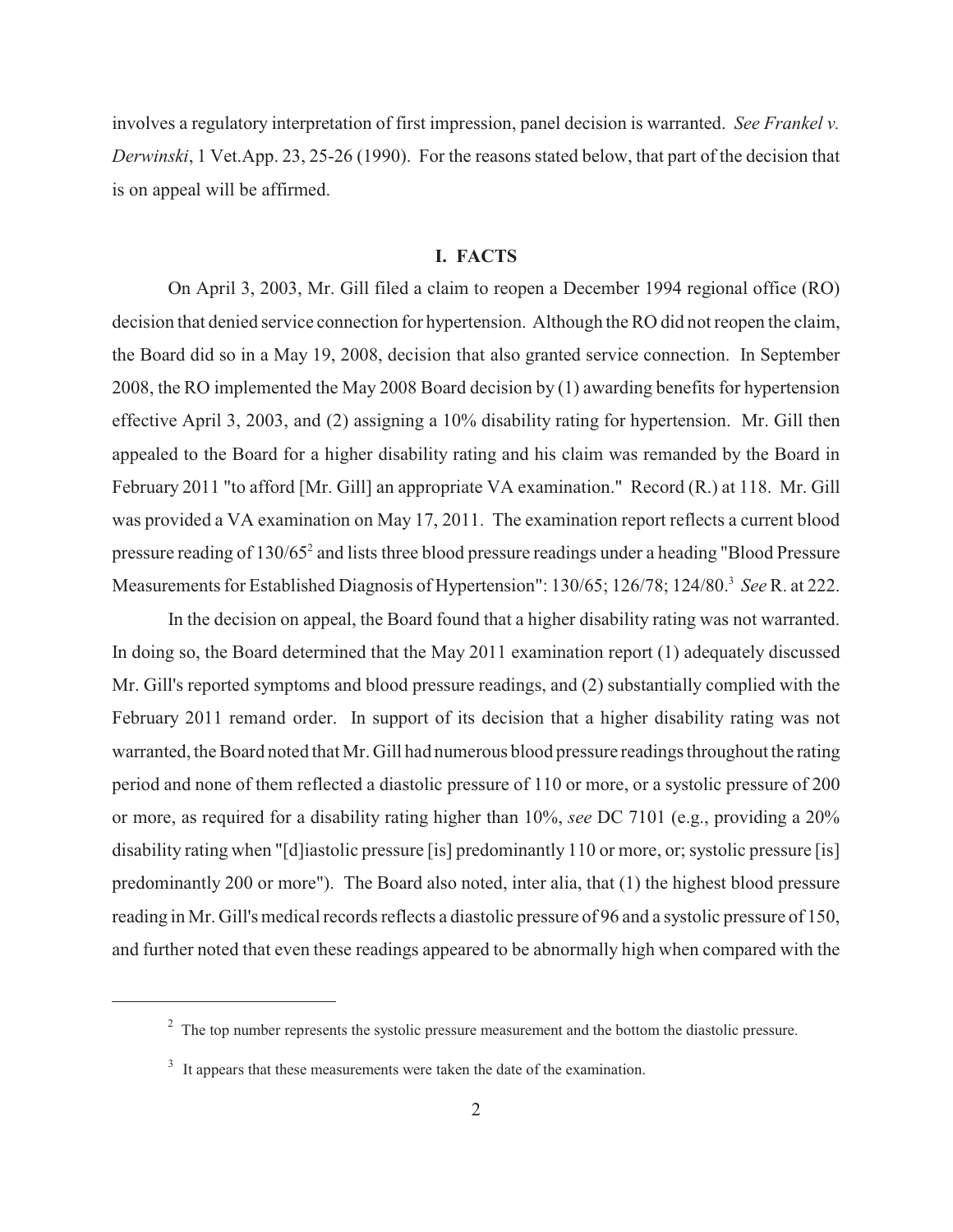involves a regulatory interpretation of first impression, panel decision is warranted. *See Frankel v. Derwinski*, 1 Vet.App. 23, 25-26 (1990). For the reasons stated below, that part of the decision that is on appeal will be affirmed.

## I. FACTS

On April 3, 2003, Mr. Gill filed a claim to reopen a December 1994 regional office (RO) decision that denied service connection for hypertension. Although the RO did not reopen the claim, the Board did so in a May 19, 2008, decision that also granted service connection. In September 2008, the RO implemented the May 2008 Board decision by (1) awarding benefits for hypertension effective April 3, 2003, and (2) assigning a 10% disability rating for hypertension. Mr. Gill then appealed to the Board for a higher disability rating and his claim was remanded by the Board in February 2011 "to afford [Mr. Gill] an appropriate VA examination." Record (R.) at 118. Mr. Gill was provided a VA examination on May 17, 2011. The examination report reflects a current blood pressure reading of 130/65[2] and lists three blood pressure readings under a heading "Blood Pressure Measurements for Established Diagnosis of Hypertension": 130/65; 126/78; 124/80.[3] *See* R. at 222.

In the decision on appeal, the Board found that a higher disability rating was not warranted. In doing so, the Board determined that the May 2011 examination report (1) adequately discussed Mr. Gill's reported symptoms and blood pressure readings, and (2) substantially complied with the February 2011 remand order. In support of its decision that a higher disability rating was not warranted, the Board noted that Mr. Gill had numerous blood pressure readings throughout the rating period and none of them reflected a diastolic pressure of 110 or more, or a systolic pressure of 200 or more, as required for a disability rating higher than 10%, *see* DC 7101 (e.g., providing a 20% disability rating when "[d]iastolic pressure [is] predominantly 110 or more, or; systolic pressure [is] predominantly 200 or more"). The Board also noted, inter alia, that (1) the highest blood pressure reading in Mr. Gill's medical records reflects a diastolic pressure of 96 and a systolic pressure of 150, and further noted that even these readings appeared to be abnormally high when compared with the

---

[2] The top number represents the systolic pressure measurement and the bottom the diastolic pressure.

[3] It appears that these measurements were taken the date of the examination.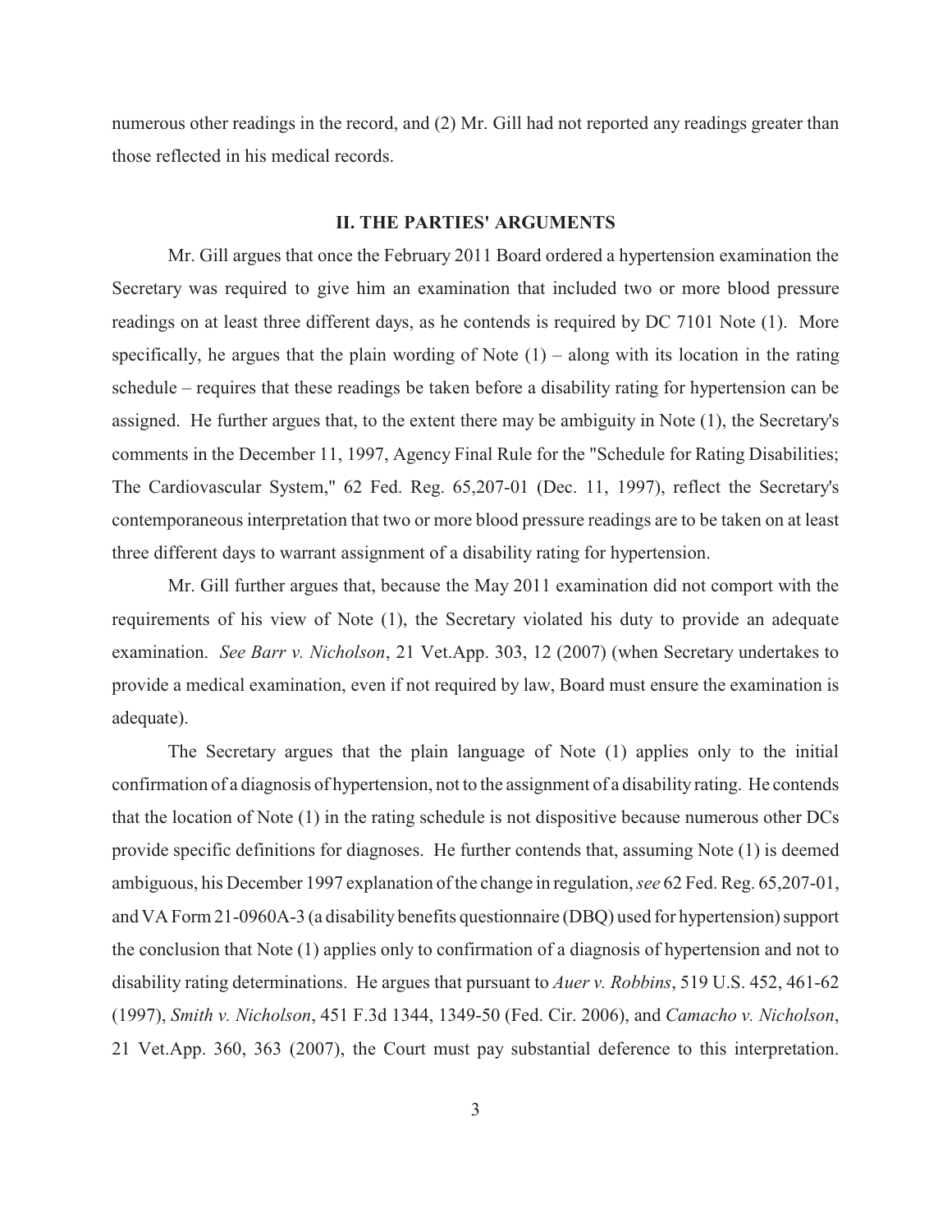numerous other readings in the record, and (2) Mr. Gill had not reported any readings greater than those reflected in his medical records.

## II. THE PARTIES' ARGUMENTS

Mr. Gill argues that once the February 2011 Board ordered a hypertension examination the Secretary was required to give him an examination that included two or more blood pressure readings on at least three different days, as he contends is required by DC 7101 Note (1). More specifically, he argues that the plain wording of Note (1) – along with its location in the rating schedule – requires that these readings be taken before a disability rating for hypertension can be assigned. He further argues that, to the extent there may be ambiguity in Note (1), the Secretary's comments in the December 11, 1997, Agency Final Rule for the "Schedule for Rating Disabilities; The Cardiovascular System," 62 Fed. Reg. 65,207-01 (Dec. 11, 1997), reflect the Secretary's contemporaneous interpretation that two or more blood pressure readings are to be taken on at least three different days to warrant assignment of a disability rating for hypertension.

Mr. Gill further argues that, because the May 2011 examination did not comport with the requirements of his view of Note (1), the Secretary violated his duty to provide an adequate examination. *See Barr v. Nicholson*, 21 Vet.App. 303, 12 (2007) (when Secretary undertakes to provide a medical examination, even if not required by law, Board must ensure the examination is adequate).

The Secretary argues that the plain language of Note (1) applies only to the initial confirmation of a diagnosis of hypertension, not to the assignment of a disability rating. He contends that the location of Note (1) in the rating schedule is not dispositive because numerous other DCs provide specific definitions for diagnoses. He further contends that, assuming Note (1) is deemed ambiguous, his December 1997 explanation of the change in regulation, *see* 62 Fed. Reg. 65,207-01, and VA Form 21-0960A-3 (a disability benefits questionnaire (DBQ) used for hypertension) support the conclusion that Note (1) applies only to confirmation of a diagnosis of hypertension and not to disability rating determinations. He argues that pursuant to *Auer v. Robbins*, 519 U.S. 452, 461-62 (1997), *Smith v. Nicholson*, 451 F.3d 1344, 1349-50 (Fed. Cir. 2006), and *Camacho v. Nicholson*, 21 Vet.App. 360, 363 (2007), the Court must pay substantial deference to this interpretation.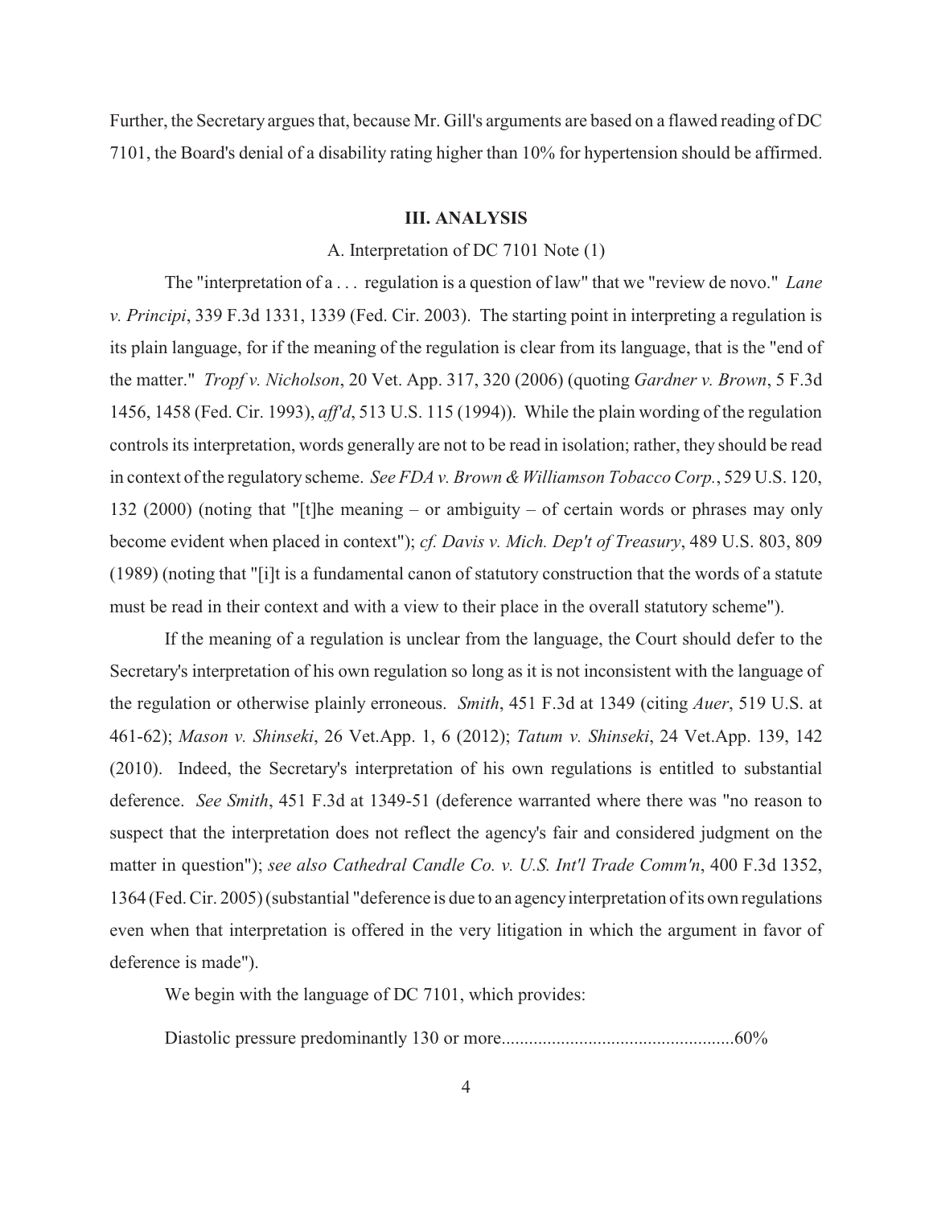Further, the Secretary argues that, because Mr. Gill's arguments are based on a flawed reading of DC 7101, the Board's denial of a disability rating higher than 10% for hypertension should be affirmed.

## III. ANALYSIS

### A. Interpretation of DC 7101 Note (1)

The "interpretation of a . . . regulation is a question of law" that we "review de novo." *Lane v. Principi*, 339 F.3d 1331, 1339 (Fed. Cir. 2003). The starting point in interpreting a regulation is its plain language, for if the meaning of the regulation is clear from its language, that is the "end of the matter." *Tropf v. Nicholson*, 20 Vet. App. 317, 320 (2006) (quoting *Gardner v. Brown*, 5 F.3d 1456, 1458 (Fed. Cir. 1993), *aff'd*, 513 U.S. 115 (1994)). While the plain wording of the regulation controls its interpretation, words generally are not to be read in isolation; rather, they should be read in context of the regulatory scheme. *See FDA v. Brown & Williamson Tobacco Corp.*, 529 U.S. 120, 132 (2000) (noting that "[t]he meaning – or ambiguity – of certain words or phrases may only become evident when placed in context"); *cf. Davis v. Mich. Dep't of Treasury*, 489 U.S. 803, 809 (1989) (noting that "[i]t is a fundamental canon of statutory construction that the words of a statute must be read in their context and with a view to their place in the overall statutory scheme").

If the meaning of a regulation is unclear from the language, the Court should defer to the Secretary's interpretation of his own regulation so long as it is not inconsistent with the language of the regulation or otherwise plainly erroneous. *Smith*, 451 F.3d at 1349 (citing *Auer*, 519 U.S. at 461-62); *Mason v. Shinseki*, 26 Vet.App. 1, 6 (2012); *Tatum v. Shinseki*, 24 Vet.App. 139, 142 (2010). Indeed, the Secretary's interpretation of his own regulations is entitled to substantial deference. *See Smith*, 451 F.3d at 1349-51 (deference warranted where there was "no reason to suspect that the interpretation does not reflect the agency's fair and considered judgment on the matter in question"); *see also Cathedral Candle Co. v. U.S. Int'l Trade Comm'n*, 400 F.3d 1352, 1364 (Fed. Cir. 2005) (substantial "deference is due to an agency interpretation of its own regulations even when that interpretation is offered in the very litigation in which the argument in favor of deference is made").

We begin with the language of DC 7101, which provides:

Diastolic pressure predominantly 130 or more..................................................60%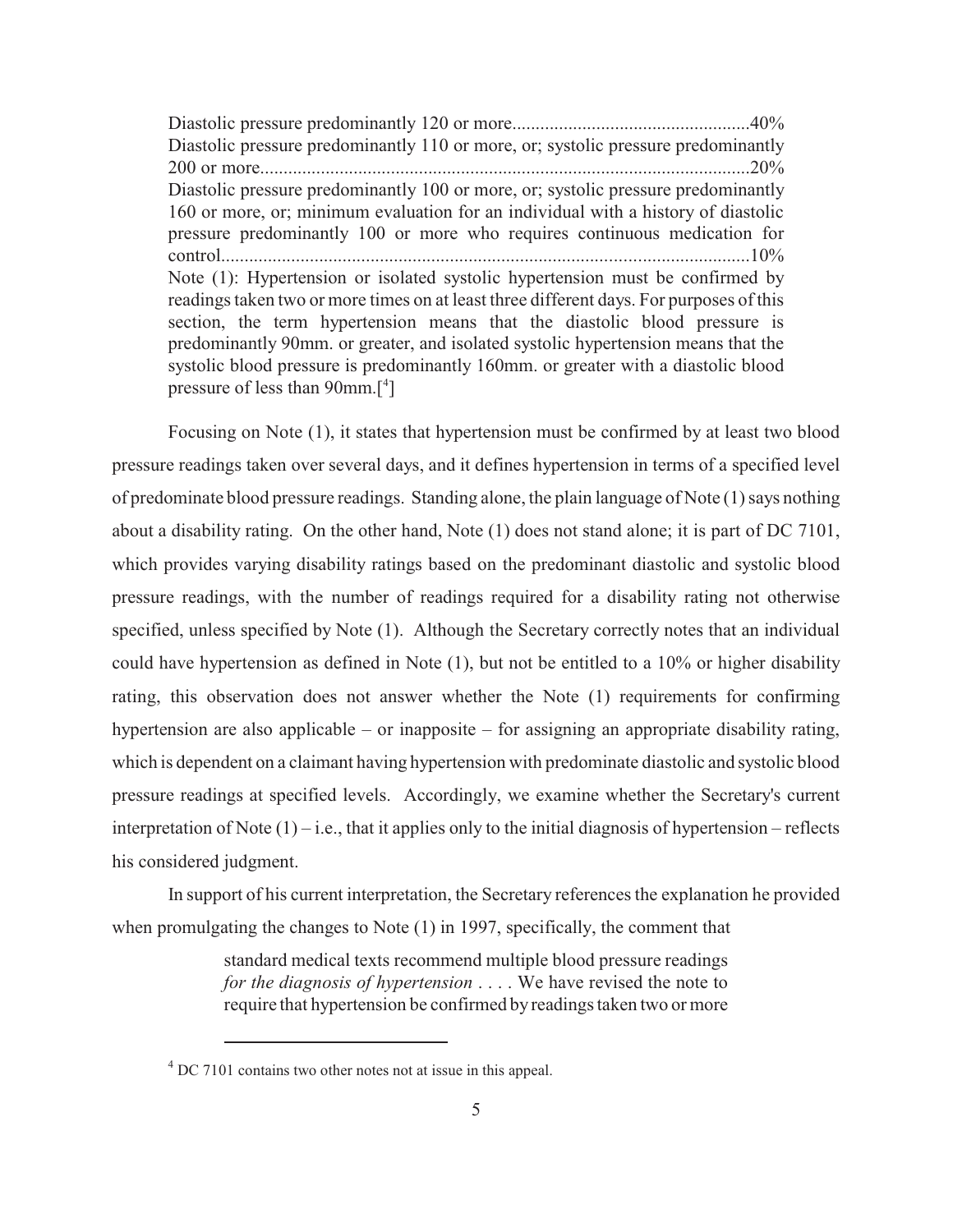> Diastolic pressure predominantly 120 or more..................................................40%
> Diastolic pressure predominantly 110 or more, or; systolic pressure predominantly 200 or more.........................................................................................................20%
> Diastolic pressure predominantly 100 or more, or; systolic pressure predominantly 160 or more, or; minimum evaluation for an individual with a history of diastolic pressure predominantly 100 or more who requires continuous medication for control.................................................................................................................10%
> Note (1): Hypertension or isolated systolic hypertension must be confirmed by readings taken two or more times on at least three different days. For purposes of this section, the term hypertension means that the diastolic blood pressure is predominantly 90mm. or greater, and isolated systolic hypertension means that the systolic blood pressure is predominantly 160mm. or greater with a diastolic blood pressure of less than 90mm.[4]

Focusing on Note (1), it states that hypertension must be confirmed by at least two blood pressure readings taken over several days, and it defines hypertension in terms of a specified level of predominate blood pressure readings. Standing alone, the plain language of Note (1) says nothing about a disability rating. On the other hand, Note (1) does not stand alone; it is part of DC 7101, which provides varying disability ratings based on the predominant diastolic and systolic blood pressure readings, with the number of readings required for a disability rating not otherwise specified, unless specified by Note (1). Although the Secretary correctly notes that an individual could have hypertension as defined in Note (1), but not be entitled to a 10% or higher disability rating, this observation does not answer whether the Note (1) requirements for confirming hypertension are also applicable – or inapposite – for assigning an appropriate disability rating, which is dependent on a claimant having hypertension with predominate diastolic and systolic blood pressure readings at specified levels. Accordingly, we examine whether the Secretary's current interpretation of Note (1) – i.e., that it applies only to the initial diagnosis of hypertension – reflects his considered judgment.

In support of his current interpretation, the Secretary references the explanation he provided when promulgating the changes to Note (1) in 1997, specifically, the comment that

> standard medical texts recommend multiple blood pressure readings *for the diagnosis of hypertension* . . . . We have revised the note to require that hypertension be confirmed by readings taken two or more

[4] DC 7101 contains two other notes not at issue in this appeal.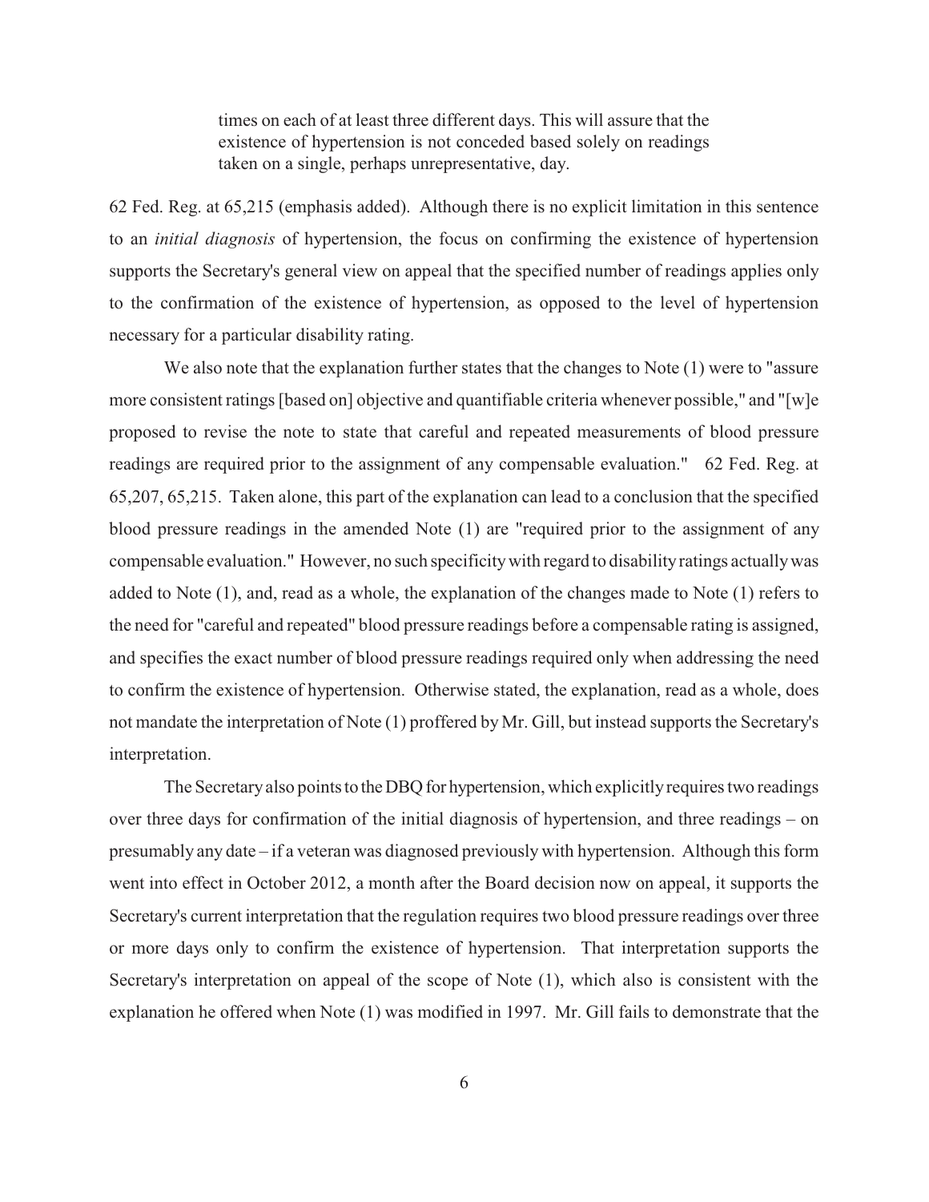> times on each of at least three different days. This will assure that the existence of hypertension is not conceded based solely on readings taken on a single, perhaps unrepresentative, day.

62 Fed. Reg. at 65,215 (emphasis added). Although there is no explicit limitation in this sentence to an *initial diagnosis* of hypertension, the focus on confirming the existence of hypertension supports the Secretary's general view on appeal that the specified number of readings applies only to the confirmation of the existence of hypertension, as opposed to the level of hypertension necessary for a particular disability rating.

We also note that the explanation further states that the changes to Note (1) were to "assure more consistent ratings [based on] objective and quantifiable criteria whenever possible," and "[w]e proposed to revise the note to state that careful and repeated measurements of blood pressure readings are required prior to the assignment of any compensable evaluation." 62 Fed. Reg. at 65,207, 65,215. Taken alone, this part of the explanation can lead to a conclusion that the specified blood pressure readings in the amended Note (1) are "required prior to the assignment of any compensable evaluation." However, no such specificity with regard to disability ratings actually was added to Note (1), and, read as a whole, the explanation of the changes made to Note (1) refers to the need for "careful and repeated" blood pressure readings before a compensable rating is assigned, and specifies the exact number of blood pressure readings required only when addressing the need to confirm the existence of hypertension. Otherwise stated, the explanation, read as a whole, does not mandate the interpretation of Note (1) proffered by Mr. Gill, but instead supports the Secretary's interpretation.

The Secretary also points to the DBQ for hypertension, which explicitly requires two readings over three days for confirmation of the initial diagnosis of hypertension, and three readings – on presumably any date – if a veteran was diagnosed previously with hypertension. Although this form went into effect in October 2012, a month after the Board decision now on appeal, it supports the Secretary's current interpretation that the regulation requires two blood pressure readings over three or more days only to confirm the existence of hypertension. That interpretation supports the Secretary's interpretation on appeal of the scope of Note (1), which also is consistent with the explanation he offered when Note (1) was modified in 1997. Mr. Gill fails to demonstrate that the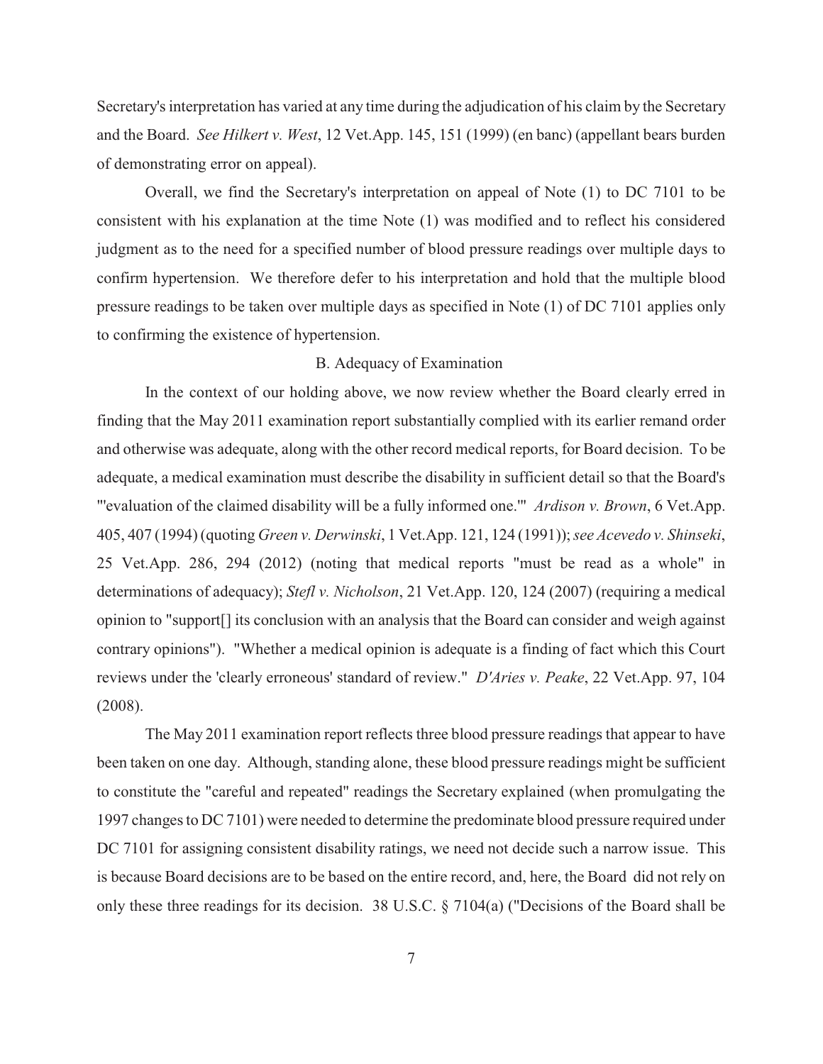Secretary's interpretation has varied at any time during the adjudication of his claim by the Secretary and the Board. *See Hilkert v. West*, 12 Vet.App. 145, 151 (1999) (en banc) (appellant bears burden of demonstrating error on appeal).

Overall, we find the Secretary's interpretation on appeal of Note (1) to DC 7101 to be consistent with his explanation at the time Note (1) was modified and to reflect his considered judgment as to the need for a specified number of blood pressure readings over multiple days to confirm hypertension. We therefore defer to his interpretation and hold that the multiple blood pressure readings to be taken over multiple days as specified in Note (1) of DC 7101 applies only to confirming the existence of hypertension.

### B. Adequacy of Examination

In the context of our holding above, we now review whether the Board clearly erred in finding that the May 2011 examination report substantially complied with its earlier remand order and otherwise was adequate, along with the other record medical reports, for Board decision. To be adequate, a medical examination must describe the disability in sufficient detail so that the Board's "'evaluation of the claimed disability will be a fully informed one.'" *Ardison v. Brown*, 6 Vet.App. 405, 407 (1994) (quoting *Green v. Derwinski*, 1 Vet.App. 121, 124 (1991)); *see Acevedo v. Shinseki*, 25 Vet.App. 286, 294 (2012) (noting that medical reports "must be read as a whole" in determinations of adequacy); *Stefl v. Nicholson*, 21 Vet.App. 120, 124 (2007) (requiring a medical opinion to "support[] its conclusion with an analysis that the Board can consider and weigh against contrary opinions"). "Whether a medical opinion is adequate is a finding of fact which this Court reviews under the 'clearly erroneous' standard of review." *D'Aries v. Peake*, 22 Vet.App. 97, 104 (2008).

The May 2011 examination report reflects three blood pressure readings that appear to have been taken on one day. Although, standing alone, these blood pressure readings might be sufficient to constitute the "careful and repeated" readings the Secretary explained (when promulgating the 1997 changes to DC 7101) were needed to determine the predominate blood pressure required under DC 7101 for assigning consistent disability ratings, we need not decide such a narrow issue. This is because Board decisions are to be based on the entire record, and, here, the Board did not rely on only these three readings for its decision. 38 U.S.C. § 7104(a) ("Decisions of the Board shall be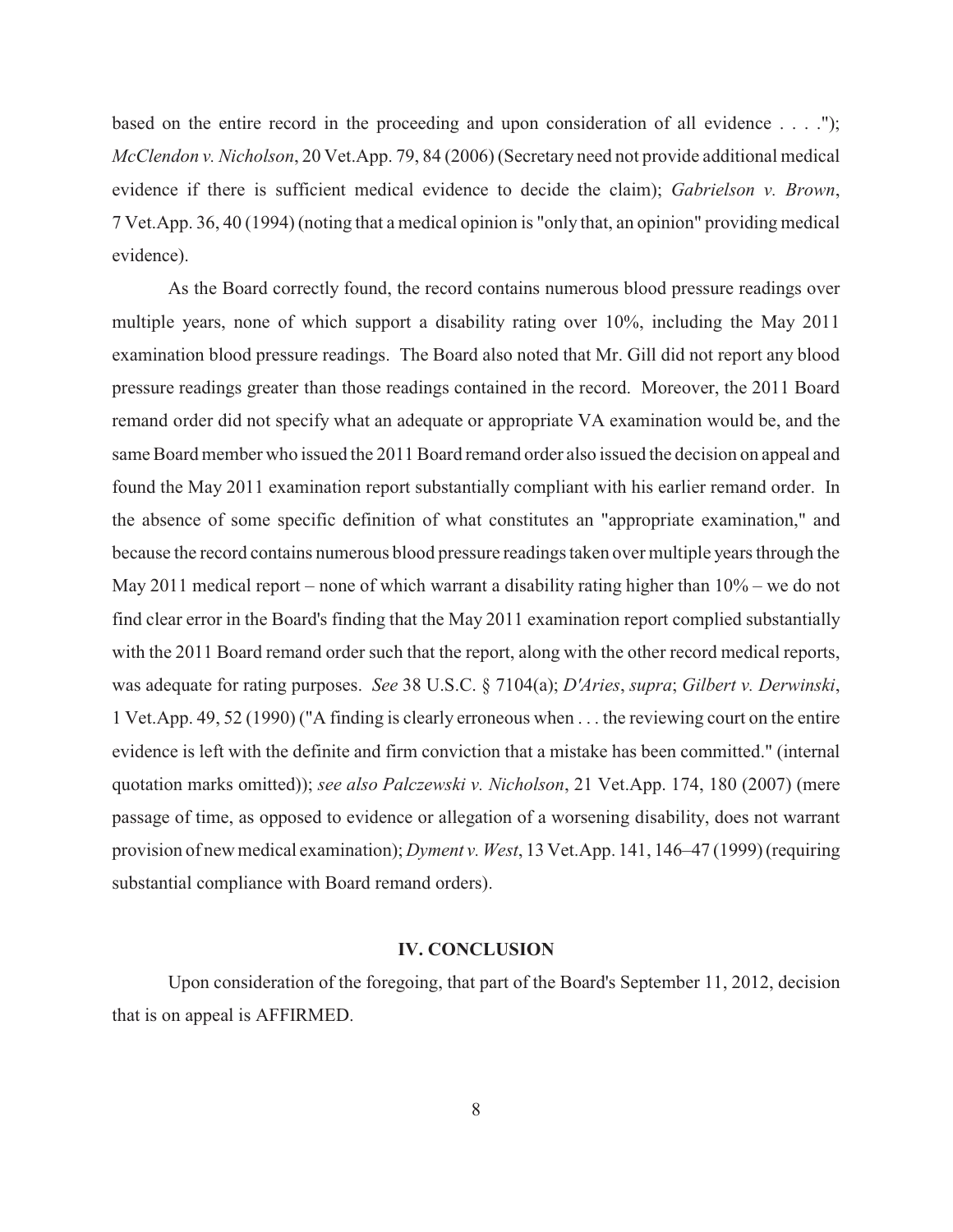based on the entire record in the proceeding and upon consideration of all evidence . . . ."); *McClendon v. Nicholson*, 20 Vet.App. 79, 84 (2006) (Secretary need not provide additional medical evidence if there is sufficient medical evidence to decide the claim); *Gabrielson v. Brown*, 7 Vet.App. 36, 40 (1994) (noting that a medical opinion is "only that, an opinion" providing medical evidence).

As the Board correctly found, the record contains numerous blood pressure readings over multiple years, none of which support a disability rating over 10%, including the May 2011 examination blood pressure readings. The Board also noted that Mr. Gill did not report any blood pressure readings greater than those readings contained in the record. Moreover, the 2011 Board remand order did not specify what an adequate or appropriate VA examination would be, and the same Board member who issued the 2011 Board remand order also issued the decision on appeal and found the May 2011 examination report substantially compliant with his earlier remand order. In the absence of some specific definition of what constitutes an "appropriate examination," and because the record contains numerous blood pressure readings taken over multiple years through the May 2011 medical report – none of which warrant a disability rating higher than 10% – we do not find clear error in the Board's finding that the May 2011 examination report complied substantially with the 2011 Board remand order such that the report, along with the other record medical reports, was adequate for rating purposes. *See* 38 U.S.C. § 7104(a); *D'Aries*, *supra*; *Gilbert v. Derwinski*, 1 Vet.App. 49, 52 (1990) ("A finding is clearly erroneous when . . . the reviewing court on the entire evidence is left with the definite and firm conviction that a mistake has been committed." (internal quotation marks omitted)); *see also Palczewski v. Nicholson*, 21 Vet.App. 174, 180 (2007) (mere passage of time, as opposed to evidence or allegation of a worsening disability, does not warrant provision of new medical examination); *Dyment v. West*, 13 Vet.App. 141, 146–47 (1999) (requiring substantial compliance with Board remand orders).

## IV. CONCLUSION

Upon consideration of the foregoing, that part of the Board's September 11, 2012, decision that is on appeal is AFFIRMED.